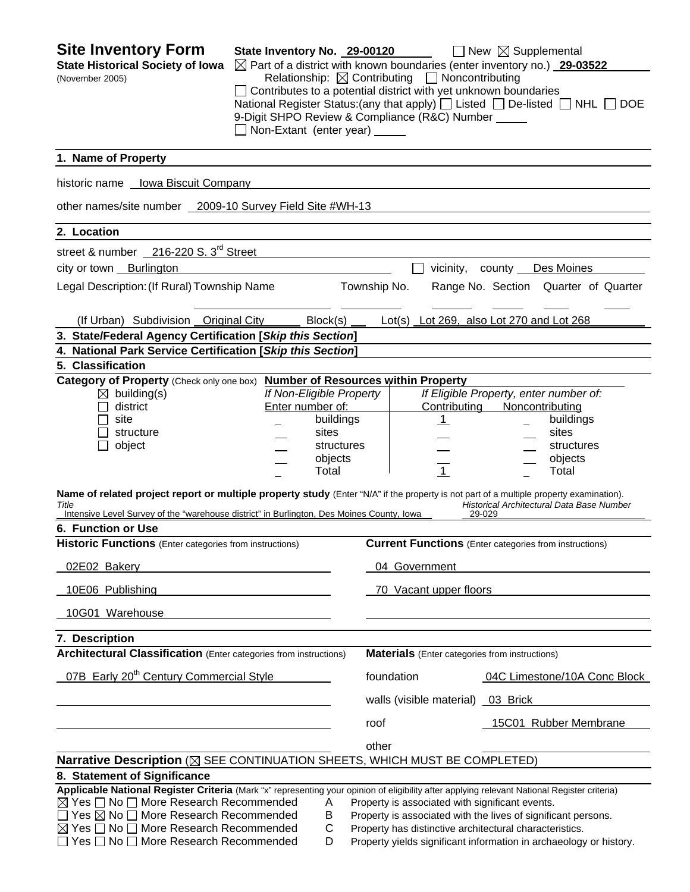# Site Inventory Form

**State Historical Society of Iowa**
(November 2005)

**State Inventory No.** 29-00120 ☐ New ☒ Supplemental

☒ Part of a district with known boundaries (enter inventory no.) **29-03522**

Relationship: ☒ Contributing ☐ Noncontributing

☐ Contributes to a potential district with yet unknown boundaries

National Register Status:(any that apply) ☐ Listed ☐ De-listed ☐ NHL ☐ DOE

9-Digit SHPO Review & Compliance (R&C) Number ______

☐ Non-Extant (enter year) ______

## 1. Name of Property

historic name Iowa Biscuit Company

other names/site number 2009-10 Survey Field Site #WH-13

## 2. Location

street & number 216-220 S. 3rd Street

city or town Burlington ☐ vicinity, county Des Moines

Legal Description: (If Rural) Township Name ______ Township No. ______ Range No. ______ Section ______ Quarter of Quarter ______

(If Urban) Subdivision Original City Block(s) ______ Lot(s) Lot 269, also Lot 270 and Lot 268

## 3. State/Federal Agency Certification [*Skip this Section*]

## 4. National Park Service Certification [*Skip this Section*]

## 5. Classification

**Category of Property** (Check only one box)

☒ building(s)
☐ district
☐ site
☐ structure
☐ object

**Number of Resources within Property**

| If Non-Eligible Property Enter number of: | | If Eligible Property, enter number of: Contributing | Noncontributing | |
|---|---|---|---|---|
| _ | buildings | 1 | _ | buildings |
| _ | sites | _ | _ | sites |
| _ | structures | _ | _ | structures |
| _ | objects | _ | _ | objects |
| _ | Total | 1 | _ | Total |

**Name of related project report or multiple property study** (Enter "N/A" if the property is not part of a multiple property examination).

| *Title* | *Historical Architectural Data Base Number* |
|---|---|
| Intensive Level Survey of the "warehouse district" in Burlington, Des Moines County, Iowa | 29-029 |

## 6. Function or Use

| **Historic Functions** (Enter categories from instructions) | **Current Functions** (Enter categories from instructions) |
|---|---|
| 02E02 Bakery | 04 Government |
| 10E06 Publishing | 70 Vacant upper floors |
| 10G01 Warehouse | |

## 7. Description

**Architectural Classification** (Enter categories from instructions)

07B Early 20th Century Commercial Style

**Materials** (Enter categories from instructions)

| | |
|---|---|
| foundation | 04C Limestone/10A Conc Block |
| walls (visible material) | 03 Brick |
| roof | 15C01 Rubber Membrane |
| other | |

**Narrative Description** (☒ SEE CONTINUATION SHEETS, WHICH MUST BE COMPLETED)

## 8. Statement of Significance

**Applicable National Register Criteria** (Mark "x" representing your opinion of eligibility after applying relevant National Register criteria)

☒ Yes ☐ No ☐ More Research Recommended A Property is associated with significant events.
☐ Yes ☒ No ☐ More Research Recommended B Property is associated with the lives of significant persons.
☒ Yes ☐ No ☐ More Research Recommended C Property has distinctive architectural characteristics.
☐ Yes ☐ No ☐ More Research Recommended D Property yields significant information in archaeology or history.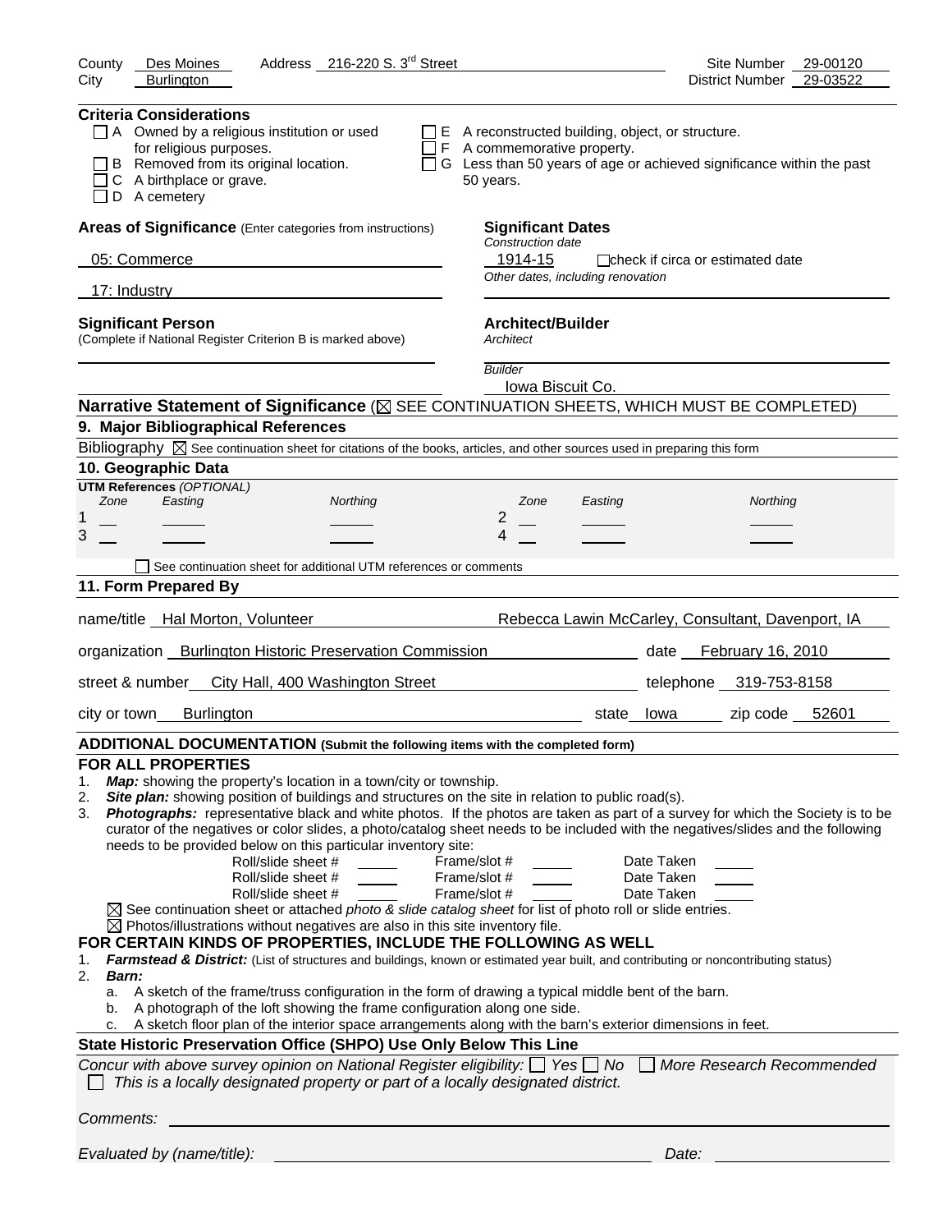County Des Moines Address 216-220 S. 3rd Street Site Number 29-00120
City Burlington District Number 29-03522

**Criteria Considerations**

- ☐ A Owned by a religious institution or used for religious purposes.
- ☐ B Removed from its original location.
- ☐ C A birthplace or grave.
- ☐ D A cemetery
- ☐ E A reconstructed building, object, or structure.
- ☐ F A commemorative property.
- ☐ G Less than 50 years of age or achieved significance within the past 50 years.

**Areas of Significance** (Enter categories from instructions)

05: Commerce

17: Industry

**Significant Dates**

*Construction date*

1914-15 ☐check if circa or estimated date

*Other dates, including renovation*

**Significant Person**
(Complete if National Register Criterion B is marked above)

**Architect/Builder**

*Architect*

*Builder*

Iowa Biscuit Co.

**Narrative Statement of Significance** (☒ SEE CONTINUATION SHEETS, WHICH MUST BE COMPLETED)

## 9. Major Bibliographical References

Bibliography ☒ See continuation sheet for citations of the books, articles, and other sources used in preparing this form

## 10. Geographic Data

**UTM References** *(OPTIONAL)*

| | Zone | Easting | Northing | | Zone | Easting | Northing |
|---|---|---|---|---|---|---|---|
| 1 | | | | 2 | | | |
| 3 | | | | 4 | | | |

☐ See continuation sheet for additional UTM references or comments

## 11. Form Prepared By

name/title Hal Morton, Volunteer Rebecca Lawin McCarley, Consultant, Davenport, IA

organization Burlington Historic Preservation Commission date February 16, 2010

street & number City Hall, 400 Washington Street telephone 319-753-8158

city or town Burlington state Iowa zip code 52601

**ADDITIONAL DOCUMENTATION (Submit the following items with the completed form)**

**FOR ALL PROPERTIES**

1. ***Map:*** showing the property's location in a town/city or township.
2. ***Site plan:*** showing position of buildings and structures on the site in relation to public road(s).
3. ***Photographs:*** representative black and white photos. If the photos are taken as part of a survey for which the Society is to be curator of the negatives or color slides, a photo/catalog sheet needs to be included with the negatives/slides and the following needs to be provided below on this particular inventory site:

| Roll/slide sheet # | Frame/slot # | Date Taken |
|---|---|---|
| Roll/slide sheet # | Frame/slot # | Date Taken |
| Roll/slide sheet # | Frame/slot # | Date Taken |

☒ See continuation sheet or attached *photo & slide catalog sheet* for list of photo roll or slide entries.
☒ Photos/illustrations without negatives are also in this site inventory file.

**FOR CERTAIN KINDS OF PROPERTIES, INCLUDE THE FOLLOWING AS WELL**

1. ***Farmstead & District:*** (List of structures and buildings, known or estimated year built, and contributing or noncontributing status)
2. ***Barn:***
   a. A sketch of the frame/truss configuration in the form of drawing a typical middle bent of the barn.
   b. A photograph of the loft showing the frame configuration along one side.
   c. A sketch floor plan of the interior space arrangements along with the barn's exterior dimensions in feet.

**State Historic Preservation Office (SHPO) Use Only Below This Line**

*Concur with above survey opinion on National Register eligibility:* ☐ *Yes* ☐ *No* ☐ *More Research Recommended*
☐ *This is a locally designated property or part of a locally designated district.*

*Comments:*

*Evaluated by (name/title):* *Date:*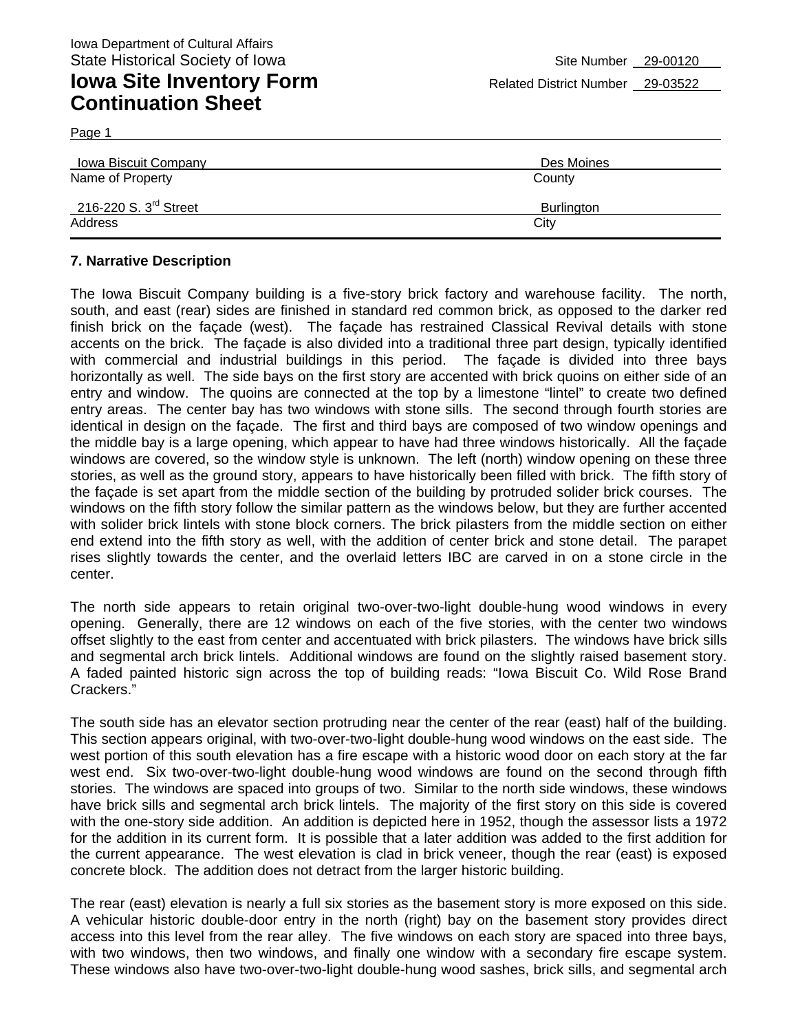Iowa Department of Cultural Affairs
State Historical Society of Iowa

Site Number 29-00120

# Iowa Site Inventory Form Continuation Sheet

Related District Number 29-03522

Page 1

| Iowa Biscuit Company | Des Moines |
|---|---|
| Name of Property | County |
| 216-220 S. 3rd Street | Burlington |
| Address | City |

## 7. Narrative Description

The Iowa Biscuit Company building is a five-story brick factory and warehouse facility. The north, south, and east (rear) sides are finished in standard red common brick, as opposed to the darker red finish brick on the façade (west). The façade has restrained Classical Revival details with stone accents on the brick. The façade is also divided into a traditional three part design, typically identified with commercial and industrial buildings in this period. The façade is divided into three bays horizontally as well. The side bays on the first story are accented with brick quoins on either side of an entry and window. The quoins are connected at the top by a limestone "lintel" to create two defined entry areas. The center bay has two windows with stone sills. The second through fourth stories are identical in design on the façade. The first and third bays are composed of two window openings and the middle bay is a large opening, which appear to have had three windows historically. All the façade windows are covered, so the window style is unknown. The left (north) window opening on these three stories, as well as the ground story, appears to have historically been filled with brick. The fifth story of the façade is set apart from the middle section of the building by protruded solider brick courses. The windows on the fifth story follow the similar pattern as the windows below, but they are further accented with solider brick lintels with stone block corners. The brick pilasters from the middle section on either end extend into the fifth story as well, with the addition of center brick and stone detail. The parapet rises slightly towards the center, and the overlaid letters IBC are carved in on a stone circle in the center.

The north side appears to retain original two-over-two-light double-hung wood windows in every opening. Generally, there are 12 windows on each of the five stories, with the center two windows offset slightly to the east from center and accentuated with brick pilasters. The windows have brick sills and segmental arch brick lintels. Additional windows are found on the slightly raised basement story. A faded painted historic sign across the top of building reads: "Iowa Biscuit Co. Wild Rose Brand Crackers."

The south side has an elevator section protruding near the center of the rear (east) half of the building. This section appears original, with two-over-two-light double-hung wood windows on the east side. The west portion of this south elevation has a fire escape with a historic wood door on each story at the far west end. Six two-over-two-light double-hung wood windows are found on the second through fifth stories. The windows are spaced into groups of two. Similar to the north side windows, these windows have brick sills and segmental arch brick lintels. The majority of the first story on this side is covered with the one-story side addition. An addition is depicted here in 1952, though the assessor lists a 1972 for the addition in its current form. It is possible that a later addition was added to the first addition for the current appearance. The west elevation is clad in brick veneer, though the rear (east) is exposed concrete block. The addition does not detract from the larger historic building.

The rear (east) elevation is nearly a full six stories as the basement story is more exposed on this side. A vehicular historic double-door entry in the north (right) bay on the basement story provides direct access into this level from the rear alley. The five windows on each story are spaced into three bays, with two windows, then two windows, and finally one window with a secondary fire escape system. These windows also have two-over-two-light double-hung wood sashes, brick sills, and segmental arch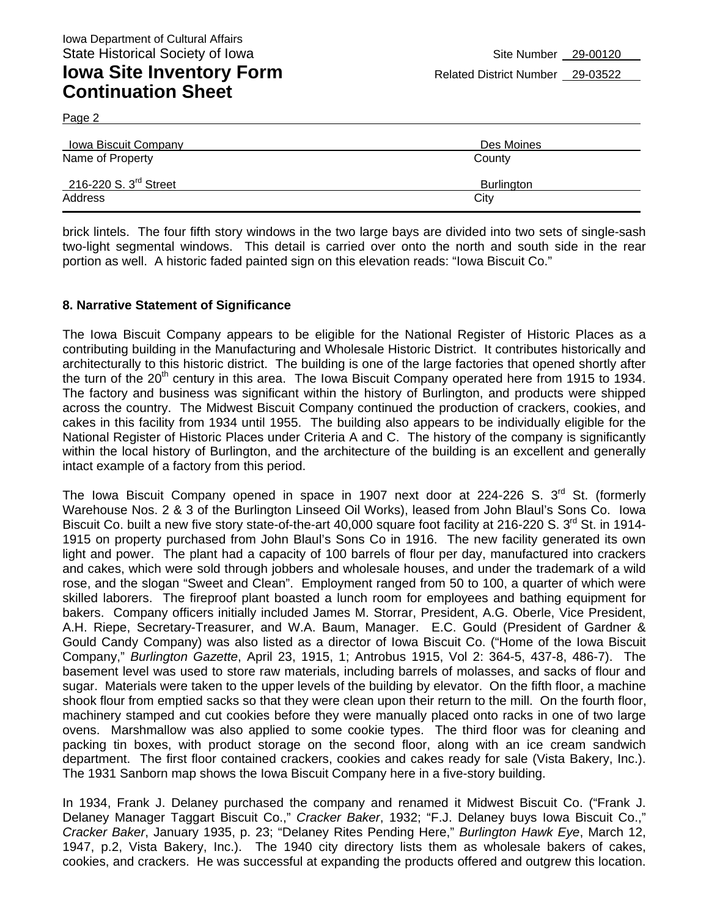| Iowa Biscuit Company | Des Moines |
| --- | --- |
| Name of Property | County |
| 216-220 S. 3rd Street | Burlington |
| Address | City |

brick lintels. The four fifth story windows in the two large bays are divided into two sets of single-sash two-light segmental windows. This detail is carried over onto the north and south side in the rear portion as well. A historic faded painted sign on this elevation reads: "Iowa Biscuit Co."

**8. Narrative Statement of Significance**

The Iowa Biscuit Company appears to be eligible for the National Register of Historic Places as a contributing building in the Manufacturing and Wholesale Historic District. It contributes historically and architecturally to this historic district. The building is one of the large factories that opened shortly after the turn of the 20th century in this area. The Iowa Biscuit Company operated here from 1915 to 1934. The factory and business was significant within the history of Burlington, and products were shipped across the country. The Midwest Biscuit Company continued the production of crackers, cookies, and cakes in this facility from 1934 until 1955. The building also appears to be individually eligible for the National Register of Historic Places under Criteria A and C. The history of the company is significantly within the local history of Burlington, and the architecture of the building is an excellent and generally intact example of a factory from this period.

The Iowa Biscuit Company opened in space in 1907 next door at 224-226 S. 3rd St. (formerly Warehouse Nos. 2 & 3 of the Burlington Linseed Oil Works), leased from John Blaul's Sons Co. Iowa Biscuit Co. built a new five story state-of-the-art 40,000 square foot facility at 216-220 S. 3rd St. in 1914-1915 on property purchased from John Blaul's Sons Co in 1916. The new facility generated its own light and power. The plant had a capacity of 100 barrels of flour per day, manufactured into crackers and cakes, which were sold through jobbers and wholesale houses, and under the trademark of a wild rose, and the slogan "Sweet and Clean". Employment ranged from 50 to 100, a quarter of which were skilled laborers. The fireproof plant boasted a lunch room for employees and bathing equipment for bakers. Company officers initially included James M. Storrar, President, A.G. Oberle, Vice President, A.H. Riepe, Secretary-Treasurer, and W.A. Baum, Manager. E.C. Gould (President of Gardner & Gould Candy Company) was also listed as a director of Iowa Biscuit Co. ("Home of the Iowa Biscuit Company," *Burlington Gazette*, April 23, 1915, 1; Antrobus 1915, Vol 2: 364-5, 437-8, 486-7). The basement level was used to store raw materials, including barrels of molasses, and sacks of flour and sugar. Materials were taken to the upper levels of the building by elevator. On the fifth floor, a machine shook flour from emptied sacks so that they were clean upon their return to the mill. On the fourth floor, machinery stamped and cut cookies before they were manually placed onto racks in one of two large ovens. Marshmallow was also applied to some cookie types. The third floor was for cleaning and packing tin boxes, with product storage on the second floor, along with an ice cream sandwich department. The first floor contained crackers, cookies and cakes ready for sale (Vista Bakery, Inc.). The 1931 Sanborn map shows the Iowa Biscuit Company here in a five-story building.

In 1934, Frank J. Delaney purchased the company and renamed it Midwest Biscuit Co. ("Frank J. Delaney Manager Taggart Biscuit Co.," *Cracker Baker*, 1932; "F.J. Delaney buys Iowa Biscuit Co.," *Cracker Baker*, January 1935, p. 23; "Delaney Rites Pending Here," *Burlington Hawk Eye*, March 12, 1947, p.2, Vista Bakery, Inc.). The 1940 city directory lists them as wholesale bakers of cakes, cookies, and crackers. He was successful at expanding the products offered and outgrew this location.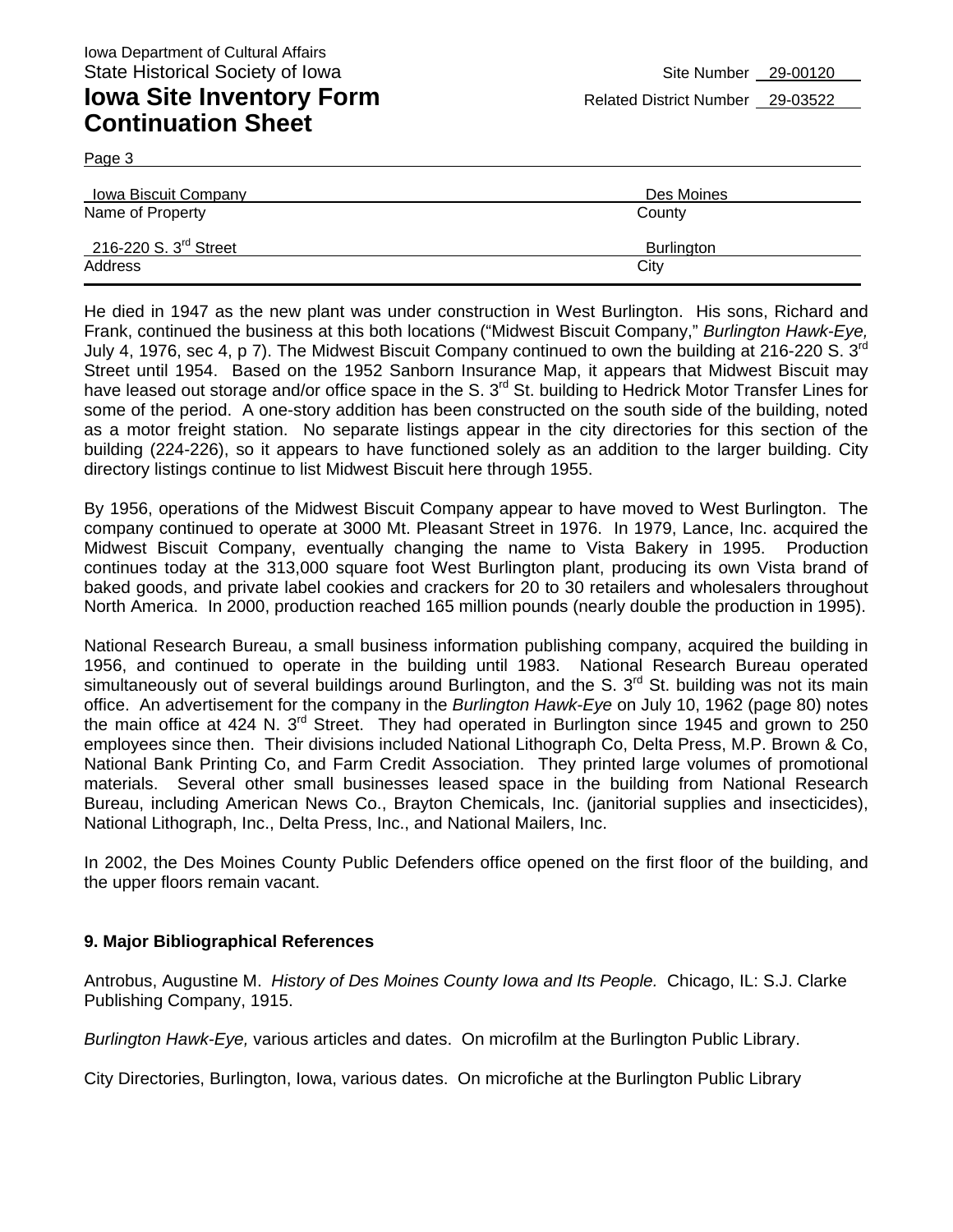Iowa Department of Cultural Affairs
State Historical Society of Iowa

Site Number 29-00120

# Iowa Site Inventory Form Continuation Sheet

Related District Number 29-03522

Page 3

| Iowa Biscuit Company | Des Moines |
|---|---|
| Name of Property | County |
| 216-220 S. 3rd Street | Burlington |
| Address | City |

He died in 1947 as the new plant was under construction in West Burlington. His sons, Richard and Frank, continued the business at this both locations ("Midwest Biscuit Company," *Burlington Hawk-Eye,* July 4, 1976, sec 4, p 7). The Midwest Biscuit Company continued to own the building at 216-220 S. 3rd Street until 1954. Based on the 1952 Sanborn Insurance Map, it appears that Midwest Biscuit may have leased out storage and/or office space in the S. 3rd St. building to Hedrick Motor Transfer Lines for some of the period. A one-story addition has been constructed on the south side of the building, noted as a motor freight station. No separate listings appear in the city directories for this section of the building (224-226), so it appears to have functioned solely as an addition to the larger building. City directory listings continue to list Midwest Biscuit here through 1955.

By 1956, operations of the Midwest Biscuit Company appear to have moved to West Burlington. The company continued to operate at 3000 Mt. Pleasant Street in 1976. In 1979, Lance, Inc. acquired the Midwest Biscuit Company, eventually changing the name to Vista Bakery in 1995. Production continues today at the 313,000 square foot West Burlington plant, producing its own Vista brand of baked goods, and private label cookies and crackers for 20 to 30 retailers and wholesalers throughout North America. In 2000, production reached 165 million pounds (nearly double the production in 1995).

National Research Bureau, a small business information publishing company, acquired the building in 1956, and continued to operate in the building until 1983. National Research Bureau operated simultaneously out of several buildings around Burlington, and the S. 3rd St. building was not its main office. An advertisement for the company in the *Burlington Hawk-Eye* on July 10, 1962 (page 80) notes the main office at 424 N. 3rd Street. They had operated in Burlington since 1945 and grown to 250 employees since then. Their divisions included National Lithograph Co, Delta Press, M.P. Brown & Co, National Bank Printing Co, and Farm Credit Association. They printed large volumes of promotional materials. Several other small businesses leased space in the building from National Research Bureau, including American News Co., Brayton Chemicals, Inc. (janitorial supplies and insecticides), National Lithograph, Inc., Delta Press, Inc., and National Mailers, Inc.

In 2002, the Des Moines County Public Defenders office opened on the first floor of the building, and the upper floors remain vacant.

### 9. Major Bibliographical References

Antrobus, Augustine M. *History of Des Moines County Iowa and Its People.* Chicago, IL: S.J. Clarke Publishing Company, 1915.

*Burlington Hawk-Eye,* various articles and dates. On microfilm at the Burlington Public Library.

City Directories, Burlington, Iowa, various dates. On microfiche at the Burlington Public Library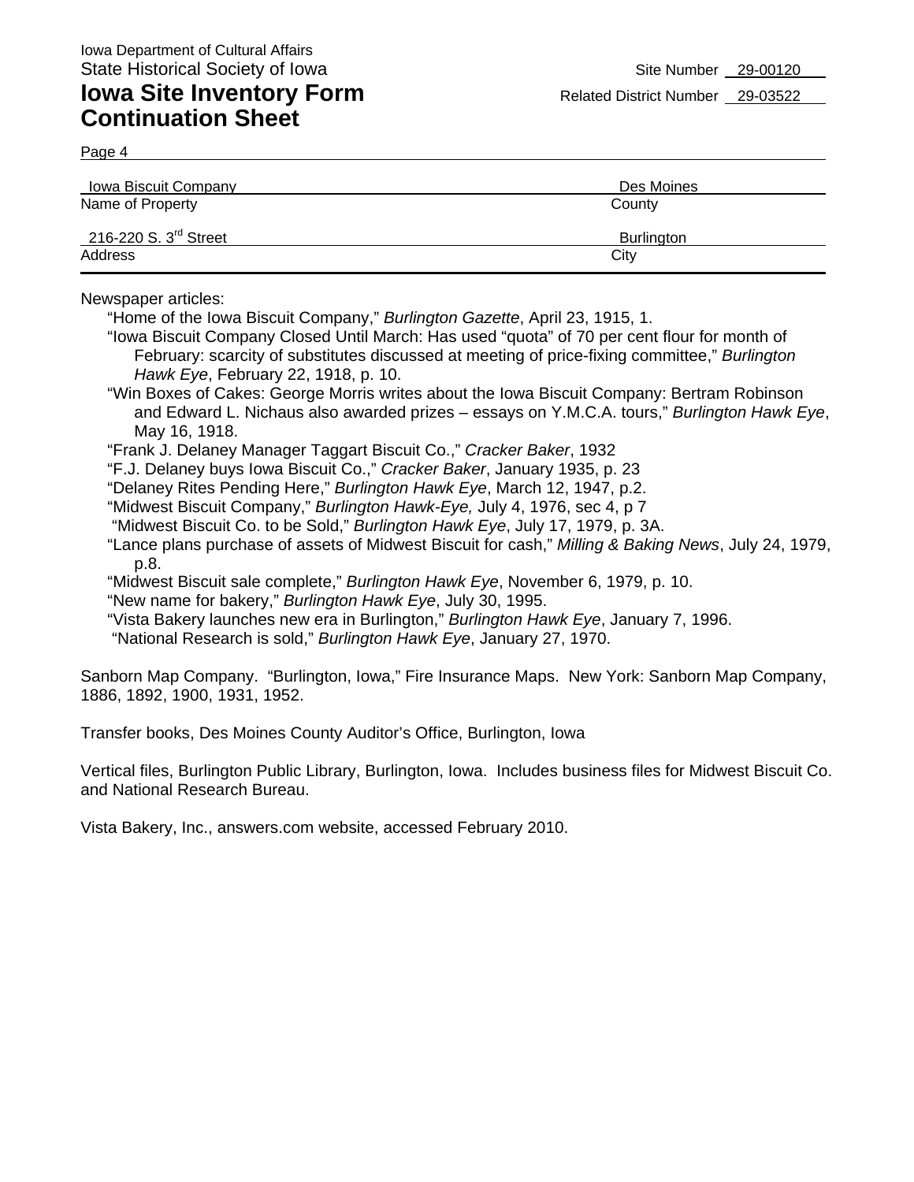Iowa Department of Cultural Affairs
State Historical Society of Iowa

# Iowa Site Inventory Form Continuation Sheet

Site Number 29-00120
Related District Number 29-03522

| Iowa Biscuit Company | Des Moines |
|---|---|
| Name of Property | County |
| 216-220 S. 3rd Street | Burlington |
| Address | City |

Newspaper articles:

- "Home of the Iowa Biscuit Company," *Burlington Gazette*, April 23, 1915, 1.
- "Iowa Biscuit Company Closed Until March: Has used "quota" of 70 per cent flour for month of February: scarcity of substitutes discussed at meeting of price-fixing committee," *Burlington Hawk Eye*, February 22, 1918, p. 10.
- "Win Boxes of Cakes: George Morris writes about the Iowa Biscuit Company: Bertram Robinson and Edward L. Nichaus also awarded prizes – essays on Y.M.C.A. tours," *Burlington Hawk Eye*, May 16, 1918.
- "Frank J. Delaney Manager Taggart Biscuit Co.," *Cracker Baker*, 1932
- "F.J. Delaney buys Iowa Biscuit Co.," *Cracker Baker*, January 1935, p. 23
- "Delaney Rites Pending Here," *Burlington Hawk Eye*, March 12, 1947, p.2.
- "Midwest Biscuit Company," *Burlington Hawk-Eye,* July 4, 1976, sec 4, p 7
- "Midwest Biscuit Co. to be Sold," *Burlington Hawk Eye*, July 17, 1979, p. 3A.
- "Lance plans purchase of assets of Midwest Biscuit for cash," *Milling & Baking News*, July 24, 1979, p.8.
- "Midwest Biscuit sale complete," *Burlington Hawk Eye*, November 6, 1979, p. 10.
- "New name for bakery," *Burlington Hawk Eye*, July 30, 1995.
- "Vista Bakery launches new era in Burlington," *Burlington Hawk Eye*, January 7, 1996.
- "National Research is sold," *Burlington Hawk Eye*, January 27, 1970.

Sanborn Map Company. "Burlington, Iowa," Fire Insurance Maps. New York: Sanborn Map Company, 1886, 1892, 1900, 1931, 1952.

Transfer books, Des Moines County Auditor's Office, Burlington, Iowa

Vertical files, Burlington Public Library, Burlington, Iowa. Includes business files for Midwest Biscuit Co. and National Research Bureau.

Vista Bakery, Inc., answers.com website, accessed February 2010.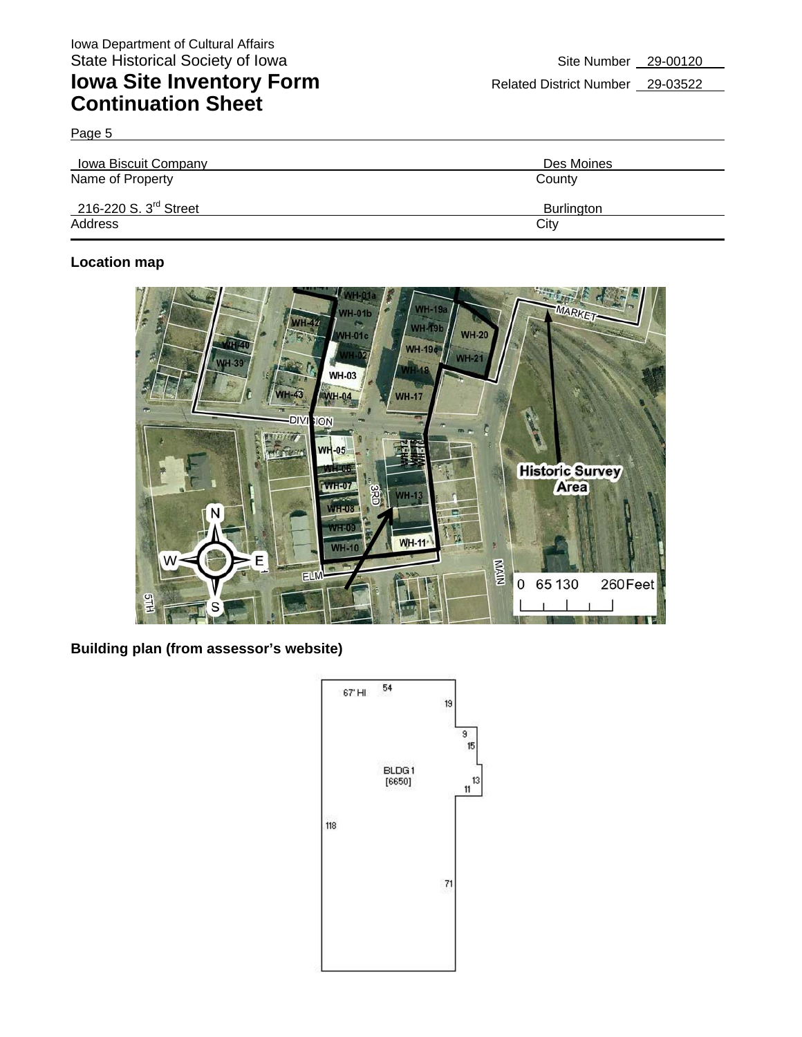Iowa Department of Cultural Affairs
State Historical Society of Iowa

# Iowa Site Inventory Form Continuation Sheet

Site Number 29-00120

Related District Number 29-03522

Page 5

| Iowa Biscuit Company | Des Moines |
|---|---|
| Name of Property | County |
| 216-220 S. 3rd Street | Burlington |
| Address | City |

**Location map**

**Building plan (from assessor's website)**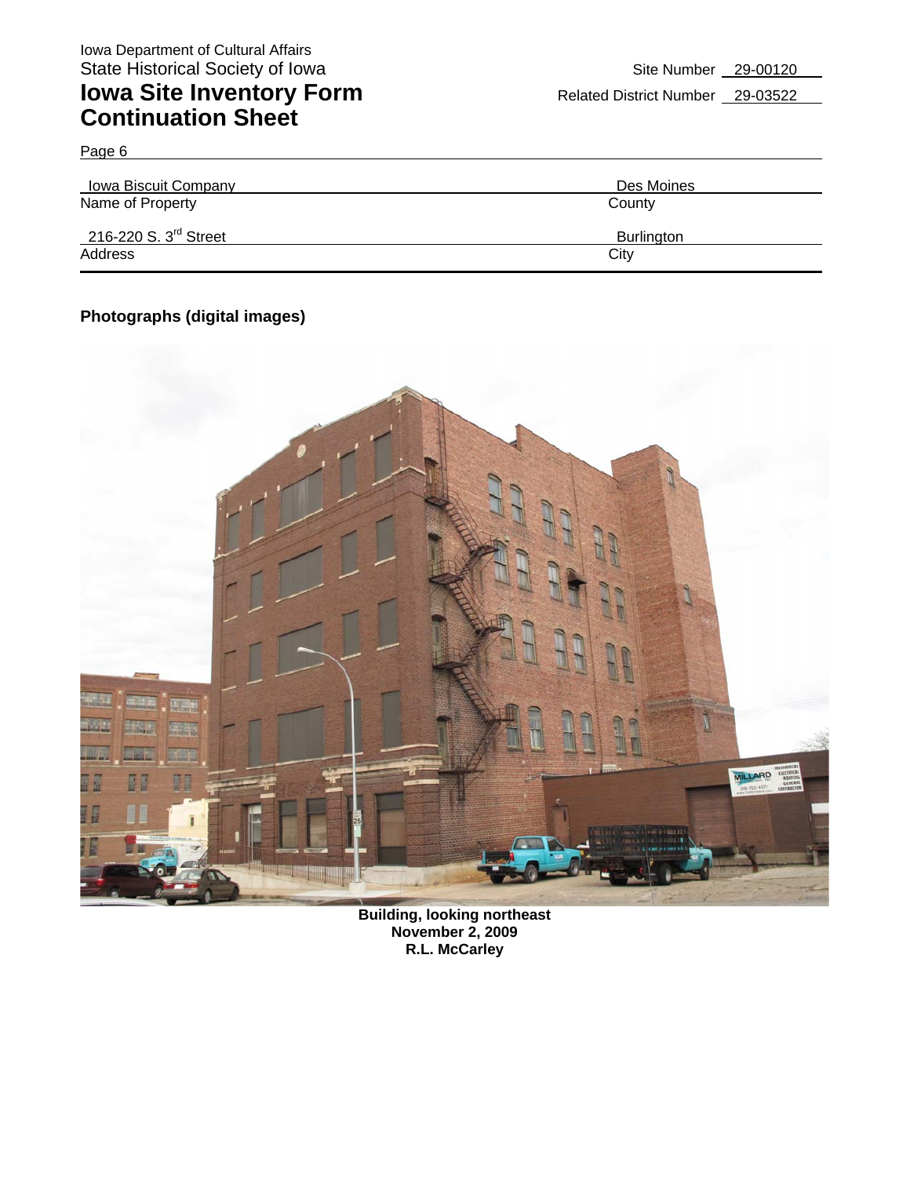Iowa Department of Cultural Affairs
State Historical Society of Iowa

# Iowa Site Inventory Form Continuation Sheet

Site Number 29-00120

Related District Number 29-03522

Page 6

| Iowa Biscuit Company | Des Moines |
|---|---|
| Name of Property | County |
| 216-220 S. 3rd Street | Burlington |
| Address | City |

**Photographs (digital images)**

**Building, looking northeast**
**November 2, 2009**
**R.L. McCarley**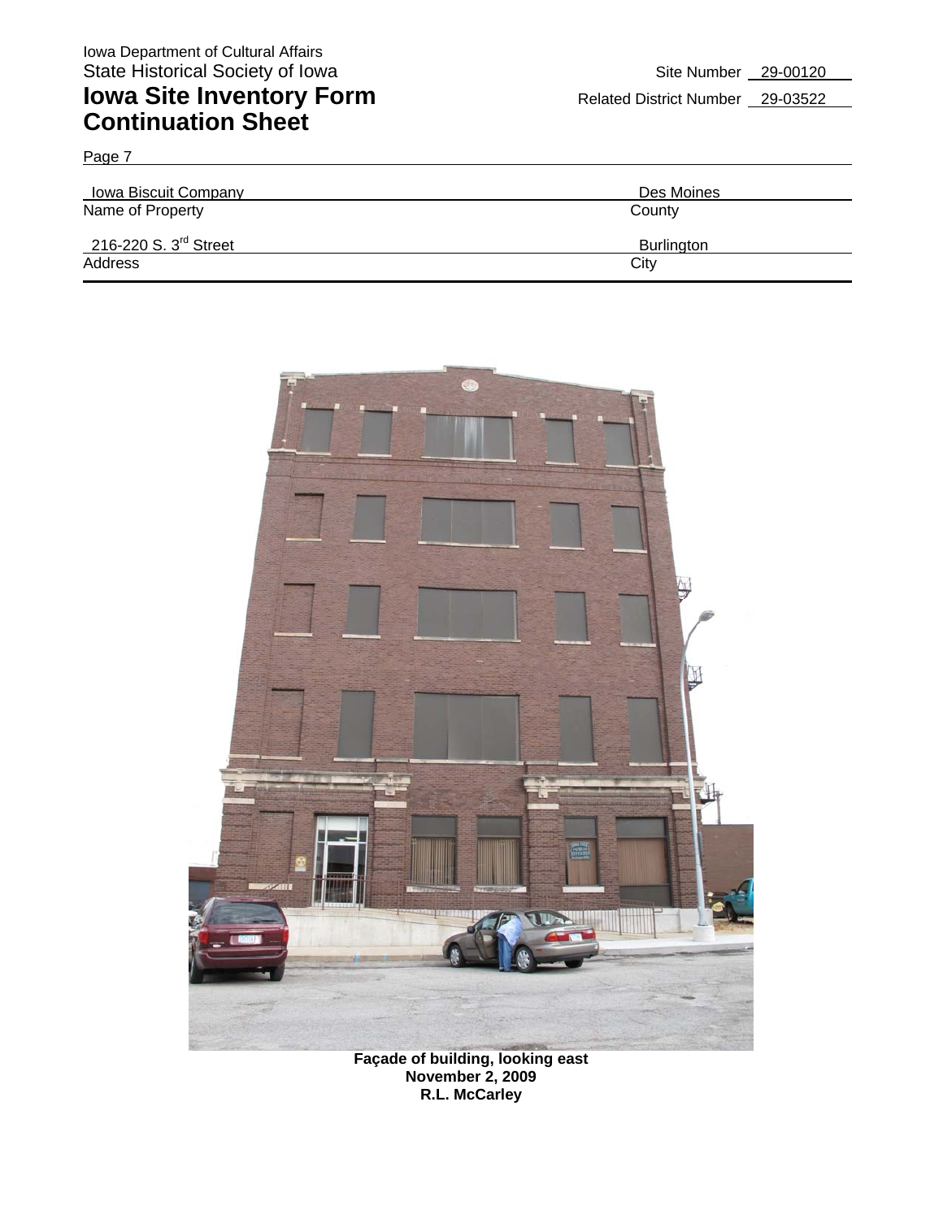Iowa Department of Cultural Affairs
State Historical Society of Iowa

# Iowa Site Inventory Form Continuation Sheet

Site Number 29-00120

Related District Number 29-03522

Page 7

| Iowa Biscuit Company | Des Moines |
|---|---|
| Name of Property | County |
| 216-220 S. 3rd Street | Burlington |
| Address | City |

**Façade of building, looking east**
**November 2, 2009**
**R.L. McCarley**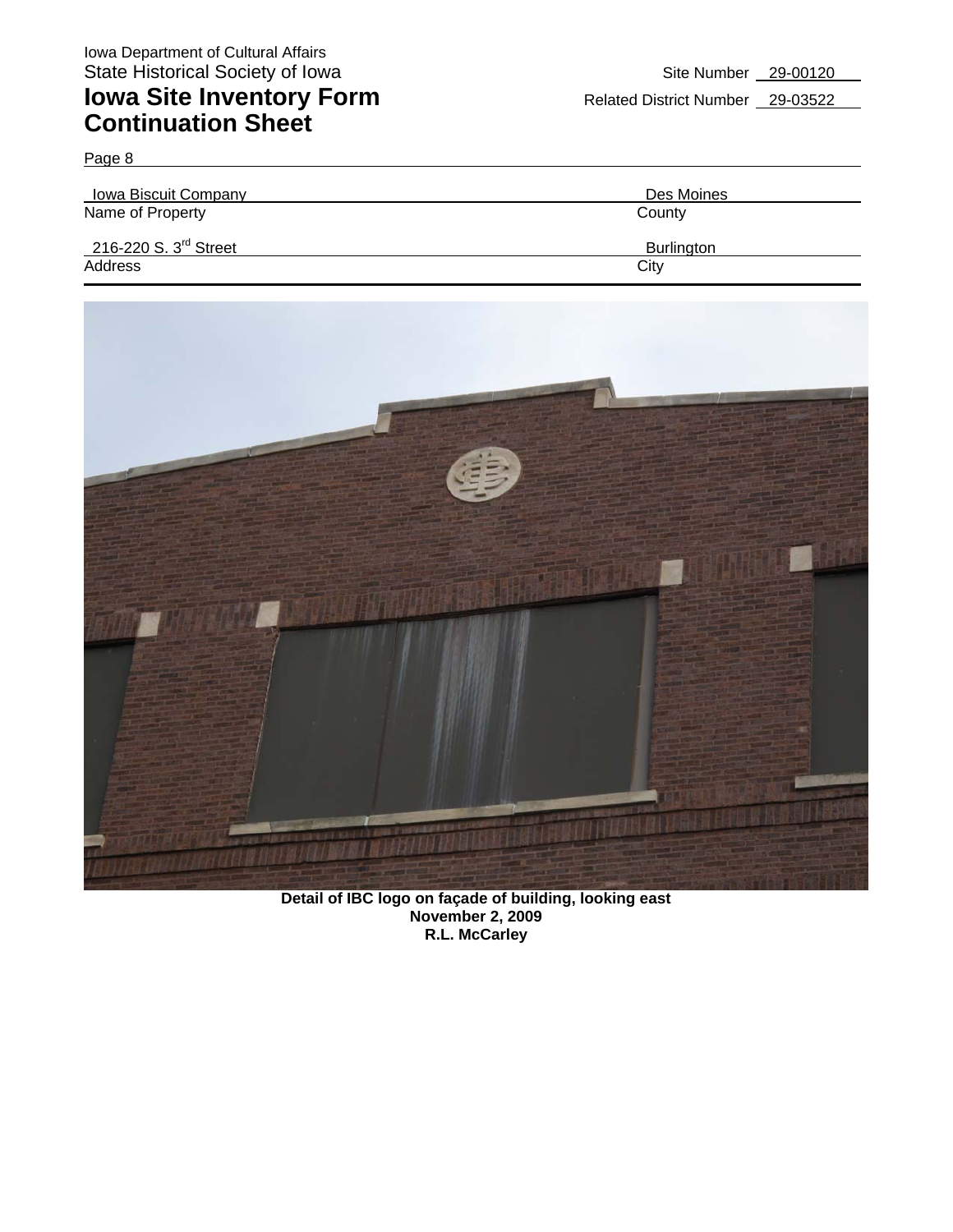Iowa Department of Cultural Affairs
State Historical Society of Iowa

# Iowa Site Inventory Form Continuation Sheet

Site Number 29-00120
Related District Number 29-03522

Page 8

| Name of Property | County |
|---|---|
| Iowa Biscuit Company | Des Moines |

| Address | City |
|---|---|
| 216-220 S. 3rd Street | Burlington |

**Detail of IBC logo on façade of building, looking east**
**November 2, 2009**
**R.L. McCarley**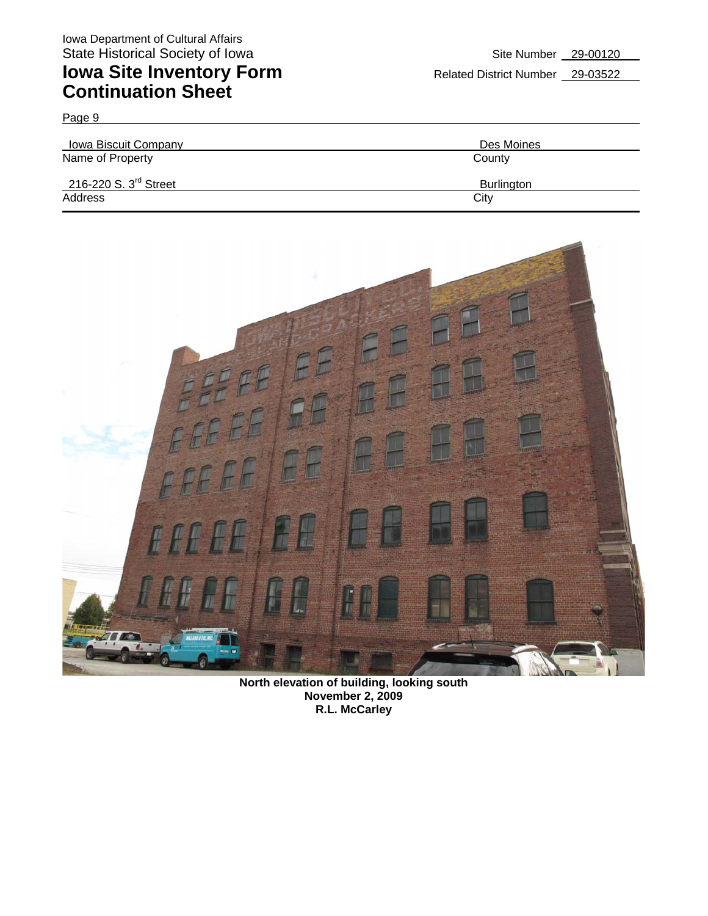Iowa Department of Cultural Affairs
State Historical Society of Iowa

# Iowa Site Inventory Form Continuation Sheet

Site Number 29-00120

Related District Number 29-03522

Page 9

| Iowa Biscuit Company | Des Moines |
|---|---|
| Name of Property | County |
| 216-220 S. 3rd Street | Burlington |
| Address | City |

**North elevation of building, looking south**
**November 2, 2009**
**R.L. McCarley**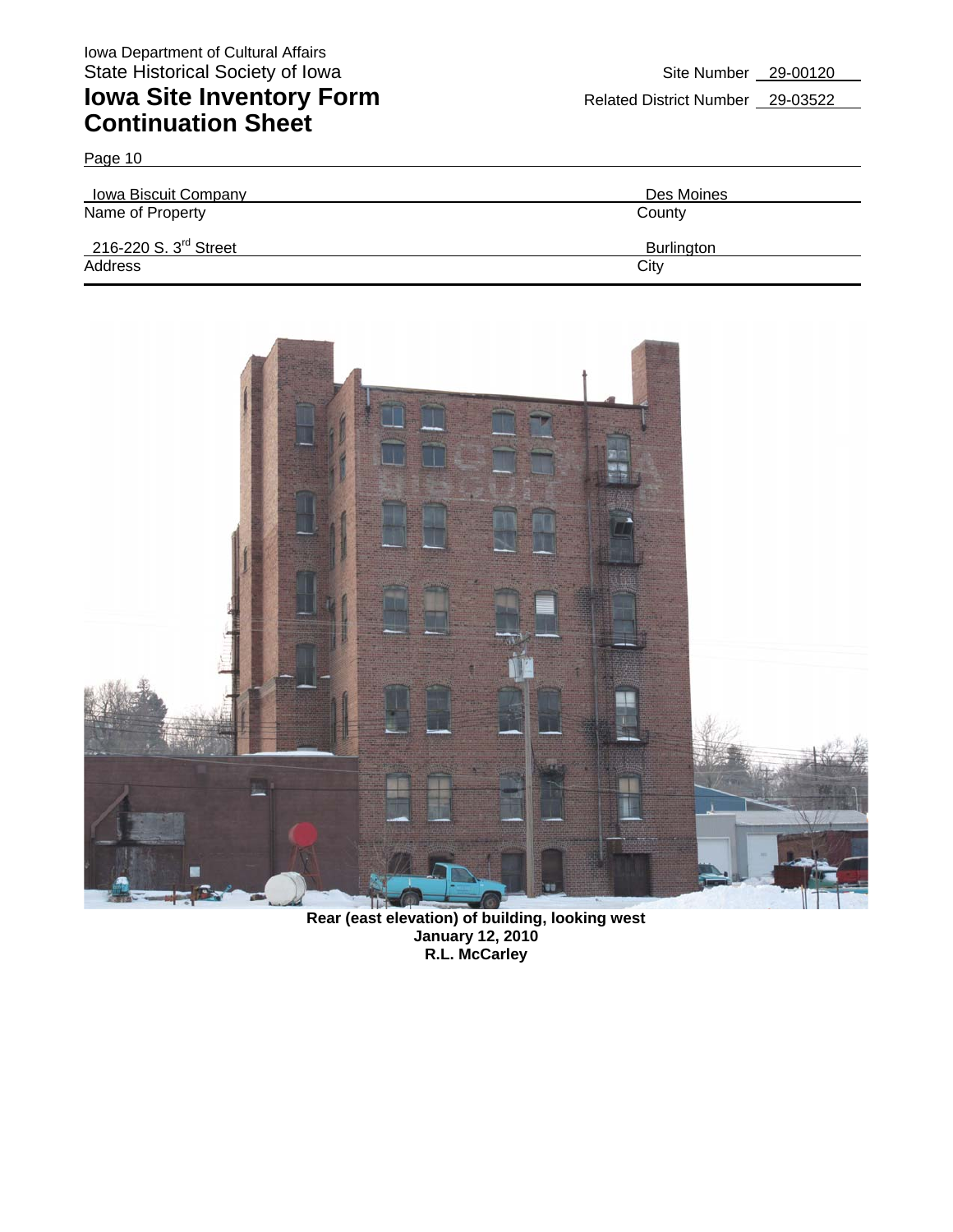Iowa Department of Cultural Affairs
State Historical Society of Iowa

# Iowa Site Inventory Form Continuation Sheet

Site Number 29-00120
Related District Number 29-03522

Page 10

| | |
|---|---|
| Iowa Biscuit Company | Des Moines |
| Name of Property | County |
| 216-220 S. 3rd Street | Burlington |
| Address | City |

**Rear (east elevation) of building, looking west**
**January 12, 2010**
**R.L. McCarley**